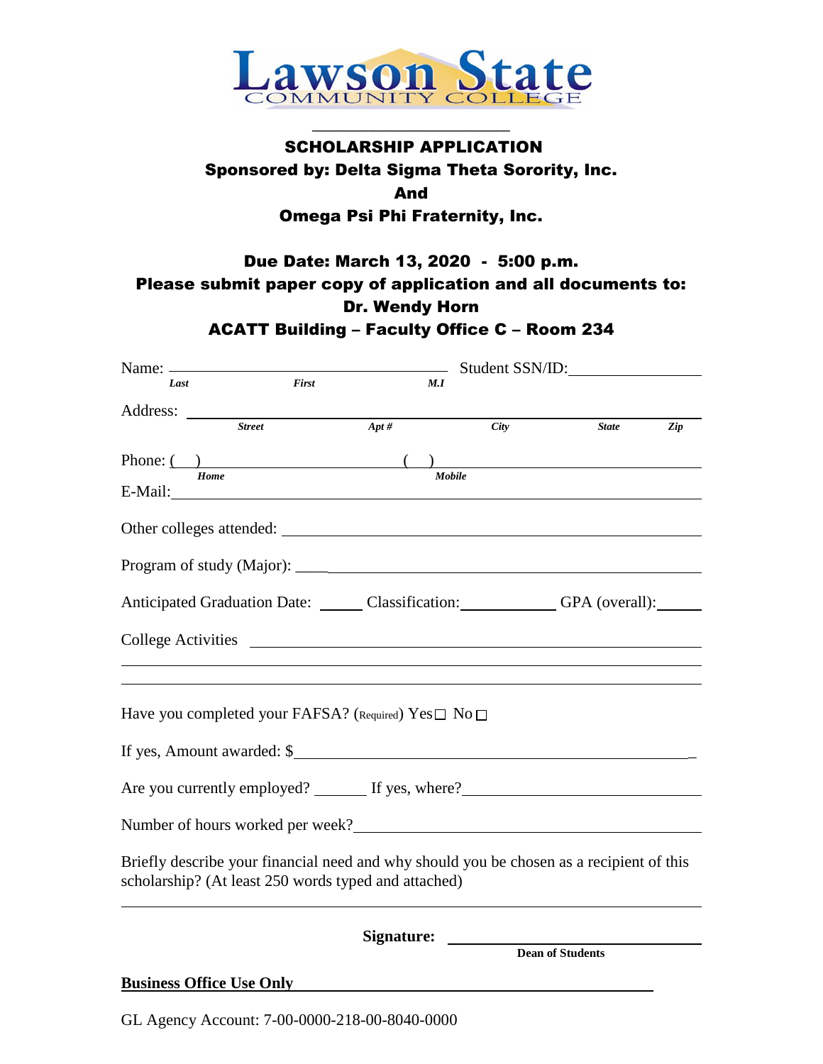**Lawson State**
COMMUNITY COLLEGE

# SCHOLARSHIP APPLICATION

## Sponsored by: Delta Sigma Theta Sorority, Inc.
## And
## Omega Psi Phi Fraternity, Inc.

### Due Date: March 13, 2020 - 5:00 p.m.
### Please submit paper copy of application and all documents to:
### Dr. Wendy Horn
### ACATT Building – Faculty Office C – Room 234

Name: ______________________________________ Student SSN/ID: ________________
*Last* *First* *M.I*

Address: ______________________________________________________________
*Street* *Apt #* *City* *State* *Zip*

Phone: ( ) ______________________ ( ) ______________________
*Home* *Mobile*

E-Mail: ______________________________________________________________

Other colleges attended: ________________________________________________

Program of study (Major): _______________________________________________

Anticipated Graduation Date: ______ Classification: ____________ GPA (overall): ______

College Activities _____________________________________________________

_____________________________________________________________________

_____________________________________________________________________

Have you completed your FAFSA? (Required) Yes ☐ No ☐

If yes, Amount awarded: $______________________________________________

Are you currently employed? _______ If yes, where? ____________________________

Number of hours worked per week? ________________________________________

Briefly describe your financial need and why should you be chosen as a recipient of this scholarship? (At least 250 words typed and attached)

_____________________________________________________________________

**Signature:** ______________________________
**Dean of Students**

**Business Office Use Only**

GL Agency Account: 7-00-0000-218-00-8040-0000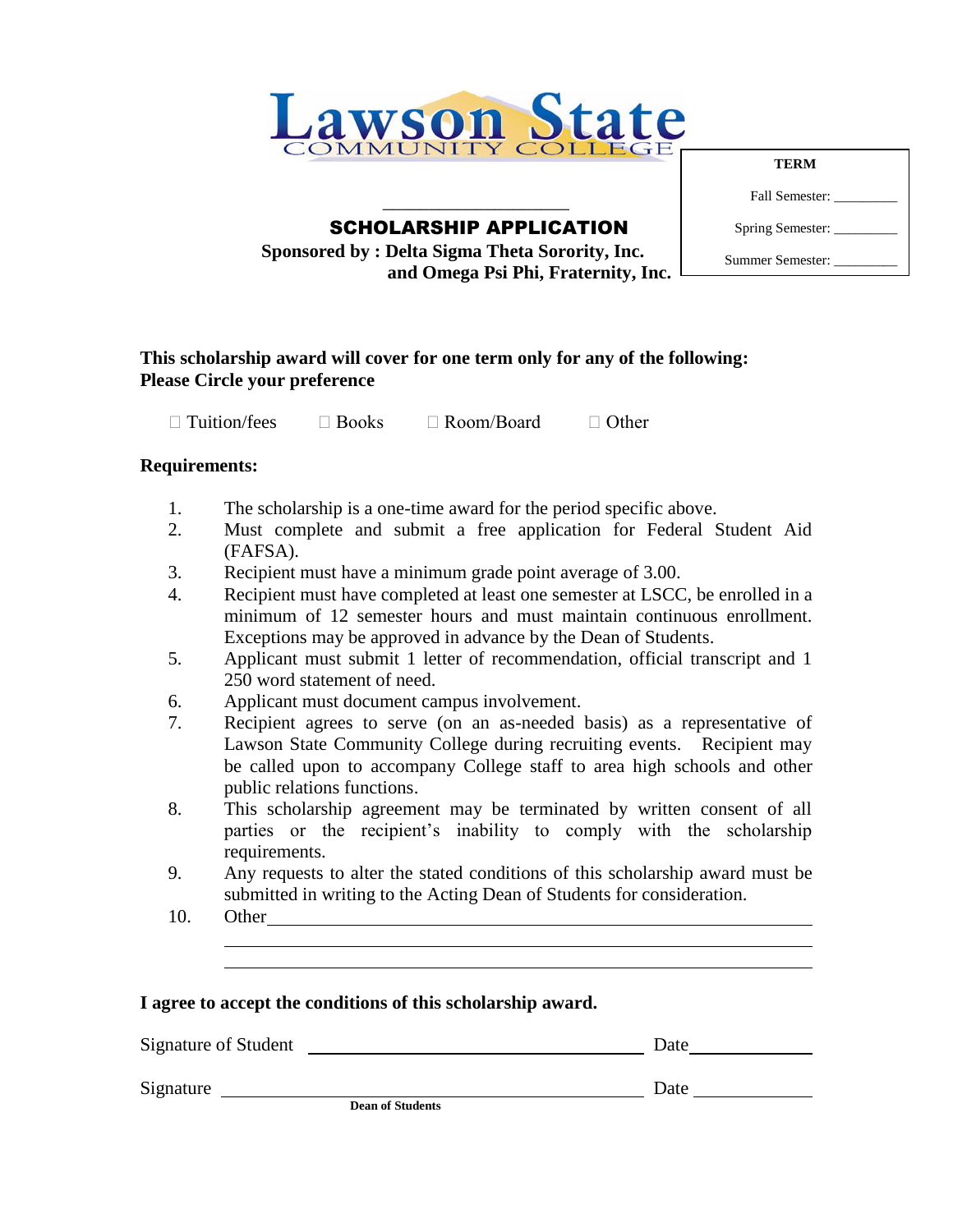Lawson State COMMUNITY COLLEGE

| TERM |
| --- |
| Fall Semester: _________ |
| Spring Semester: _________ |
| Summer Semester: _________ |

____________________

## SCHOLARSHIP APPLICATION

**Sponsored by : Delta Sigma Theta Sorority, Inc. and Omega Psi Phi, Fraternity, Inc.**

**This scholarship award will cover for one term only for any of the following:**
**Please Circle your preference**

☐ Tuition/fees ☐ Books ☐ Room/Board ☐ Other

**Requirements:**

1. The scholarship is a one-time award for the period specific above.
2. Must complete and submit a free application for Federal Student Aid (FAFSA).
3. Recipient must have a minimum grade point average of 3.00.
4. Recipient must have completed at least one semester at LSCC, be enrolled in a minimum of 12 semester hours and must maintain continuous enrollment. Exceptions may be approved in advance by the Dean of Students.
5. Applicant must submit 1 letter of recommendation, official transcript and 1 250 word statement of need.
6. Applicant must document campus involvement.
7. Recipient agrees to serve (on an as-needed basis) as a representative of Lawson State Community College during recruiting events. Recipient may be called upon to accompany College staff to area high schools and other public relations functions.
8. This scholarship agreement may be terminated by written consent of all parties or the recipient's inability to comply with the scholarship requirements.
9. Any requests to alter the stated conditions of this scholarship award must be submitted in writing to the Acting Dean of Students for consideration.
10. Other____________________________________________________________
____________________________________________________________
____________________________________________________________

**I agree to accept the conditions of this scholarship award.**

Signature of Student ______________________________ Date ____________

Signature ______________________________ Date ____________
**Dean of Students**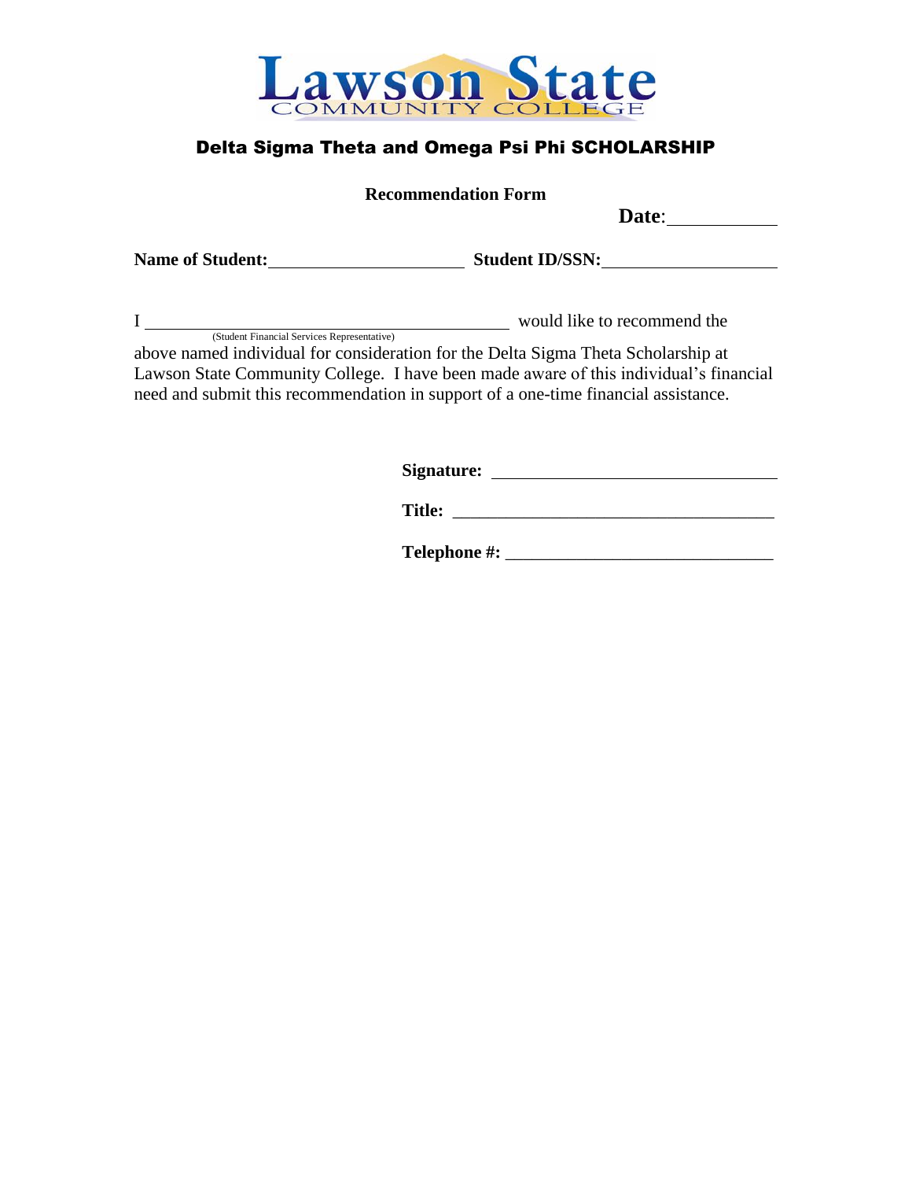# Lawson State COMMUNITY COLLEGE

## Delta Sigma Theta and Omega Psi Phi SCHOLARSHIP

**Recommendation Form**

**Date**:___________

**Name of Student:**______________________ **Student ID/SSN:**____________________

I ____________________________________________ would like to recommend the
(Student Financial Services Representative)

above named individual for consideration for the Delta Sigma Theta Scholarship at Lawson State Community College. I have been made aware of this individual's financial need and submit this recommendation in support of a one-time financial assistance.

**Signature:** _________________________________

**Title:** ____________________________________

**Telephone #:** ______________________________